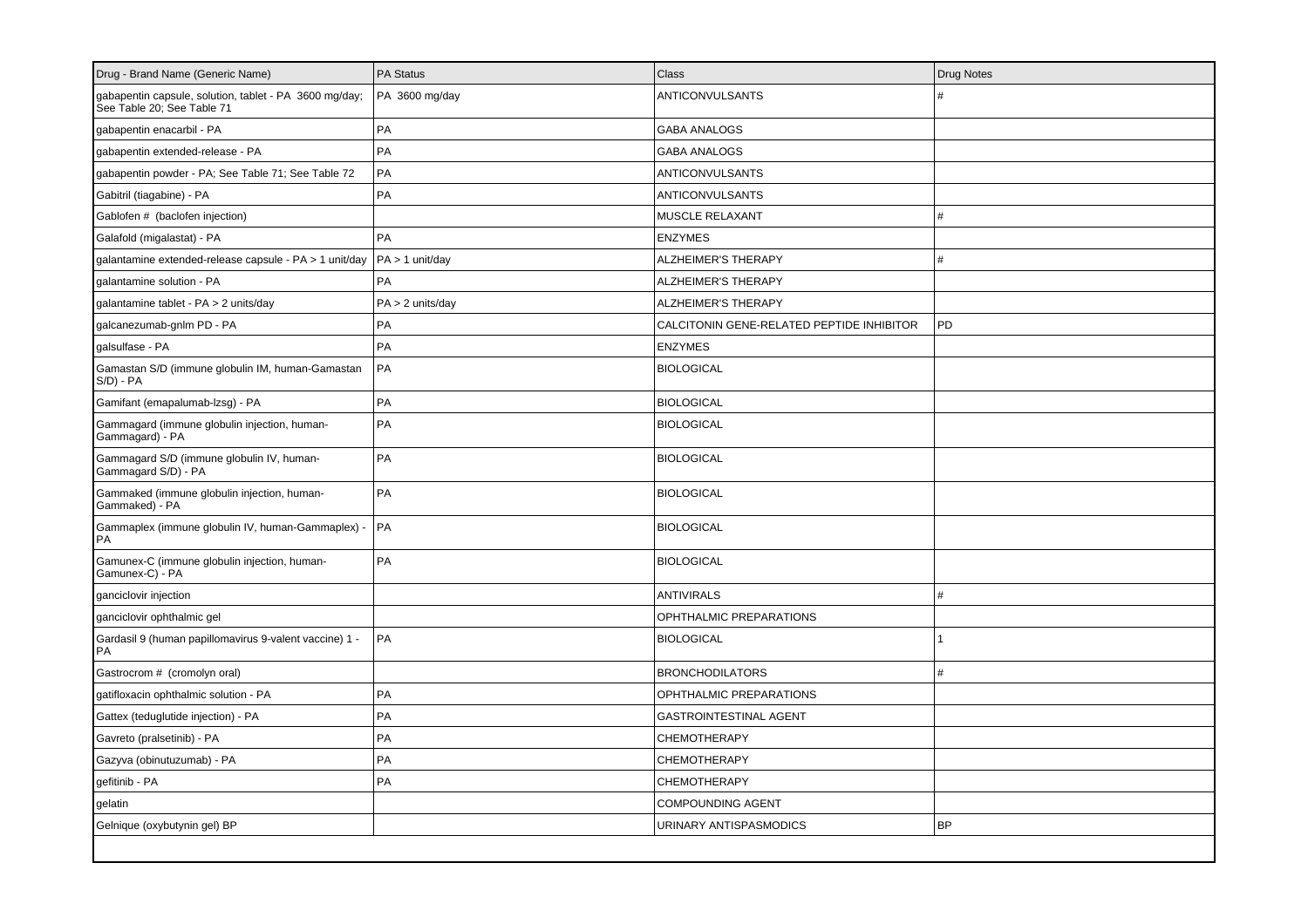| Drug - Brand Name (Generic Name) | PA Status | Class | Drug Notes |
|---|---|---|---|
| gabapentin capsule, solution, tablet - PA 3600 mg/day; See Table 20; See Table 71 | PA 3600 mg/day | ANTICONVULSANTS | # |
| gabapentin enacarbil - PA | PA | GABA ANALOGS | |
| gabapentin extended-release - PA | PA | GABA ANALOGS | |
| gabapentin powder - PA; See Table 71; See Table 72 | PA | ANTICONVULSANTS | |
| Gabitril (tiagabine) - PA | PA | ANTICONVULSANTS | |
| Gablofen # (baclofen injection) | | MUSCLE RELAXANT | # |
| Galafold (migalastat) - PA | PA | ENZYMES | |
| galantamine extended-release capsule - PA > 1 unit/day | PA > 1 unit/day | ALZHEIMER'S THERAPY | # |
| galantamine solution - PA | PA | ALZHEIMER'S THERAPY | |
| galantamine tablet - PA > 2 units/day | PA > 2 units/day | ALZHEIMER'S THERAPY | |
| galcanezumab-gnlm PD - PA | PA | CALCITONIN GENE-RELATED PEPTIDE INHIBITOR | PD |
| galsulfase - PA | PA | ENZYMES | |
| Gamastan S/D (immune globulin IM, human-Gamastan S/D) - PA | PA | BIOLOGICAL | |
| Gamifant (emapalumab-lzsg) - PA | PA | BIOLOGICAL | |
| Gammagard (immune globulin injection, human-Gammagard) - PA | PA | BIOLOGICAL | |
| Gammagard S/D (immune globulin IV, human-Gammagard S/D) - PA | PA | BIOLOGICAL | |
| Gammaked (immune globulin injection, human-Gammaked) - PA | PA | BIOLOGICAL | |
| Gammaplex (immune globulin IV, human-Gammaplex) - PA | PA | BIOLOGICAL | |
| Gamunex-C (immune globulin injection, human-Gamunex-C) - PA | PA | BIOLOGICAL | |
| ganciclovir injection | | ANTIVIRALS | # |
| ganciclovir ophthalmic gel | | OPHTHALMIC PREPARATIONS | |
| Gardasil 9 (human papillomavirus 9-valent vaccine) 1 - PA | PA | BIOLOGICAL | 1 |
| Gastrocrom # (cromolyn oral) | | BRONCHODILATORS | # |
| gatifloxacin ophthalmic solution - PA | PA | OPHTHALMIC PREPARATIONS | |
| Gattex (teduglutide injection) - PA | PA | GASTROINTESTINAL AGENT | |
| Gavreto (pralsetinib) - PA | PA | CHEMOTHERAPY | |
| Gazyva (obinutuzumab) - PA | PA | CHEMOTHERAPY | |
| gefitinib - PA | PA | CHEMOTHERAPY | |
| gelatin | | COMPOUNDING AGENT | |
| Gelnique (oxybutynin gel) BP | | URINARY ANTISPASMODICS | BP |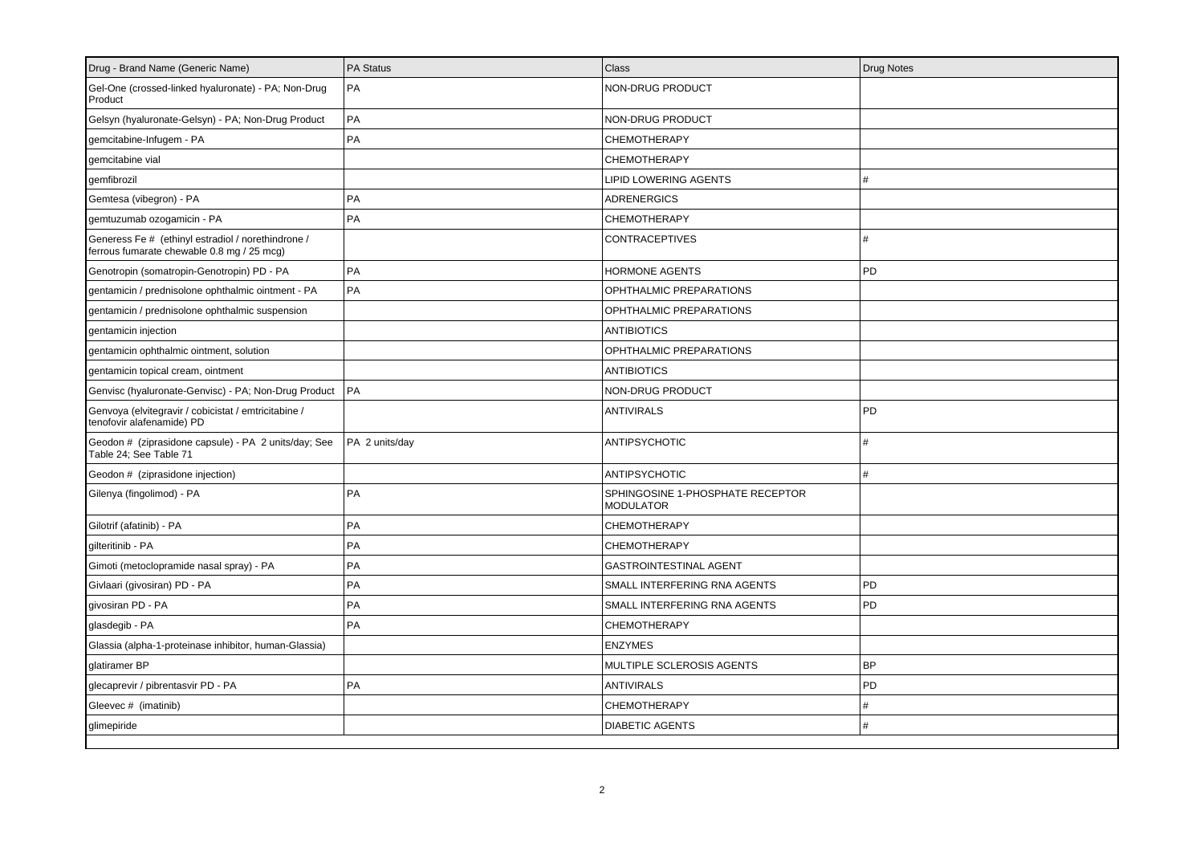| Drug - Brand Name (Generic Name) | PA Status | Class | Drug Notes |
|---|---|---|---|
| Gel-One (crossed-linked hyaluronate) - PA; Non-Drug Product | PA | NON-DRUG PRODUCT | |
| Gelsyn (hyaluronate-Gelsyn) - PA; Non-Drug Product | PA | NON-DRUG PRODUCT | |
| gemcitabine-Infugem - PA | PA | CHEMOTHERAPY | |
| gemcitabine vial | | CHEMOTHERAPY | |
| gemfibrozil | | LIPID LOWERING AGENTS | # |
| Gemtesa (vibegron) - PA | PA | ADRENERGICS | |
| gemtuzumab ozogamicin - PA | PA | CHEMOTHERAPY | |
| Generess Fe # (ethinyl estradiol / norethindrone / ferrous fumarate chewable 0.8 mg / 25 mcg) | | CONTRACEPTIVES | # |
| Genotropin (somatropin-Genotropin) PD - PA | PA | HORMONE AGENTS | PD |
| gentamicin / prednisolone ophthalmic ointment - PA | PA | OPHTHALMIC PREPARATIONS | |
| gentamicin / prednisolone ophthalmic suspension | | OPHTHALMIC PREPARATIONS | |
| gentamicin injection | | ANTIBIOTICS | |
| gentamicin ophthalmic ointment, solution | | OPHTHALMIC PREPARATIONS | |
| gentamicin topical cream, ointment | | ANTIBIOTICS | |
| Genvisc (hyaluronate-Genvisc) - PA; Non-Drug Product | PA | NON-DRUG PRODUCT | |
| Genvoya (elvitegravir / cobicistat / emtricitabine / tenofovir alafenamide) PD | | ANTIVIRALS | PD |
| Geodon # (ziprasidone capsule) - PA 2 units/day; See Table 24; See Table 71 | PA 2 units/day | ANTIPSYCHOTIC | # |
| Geodon # (ziprasidone injection) | | ANTIPSYCHOTIC | # |
| Gilenya (fingolimod) - PA | PA | SPHINGOSINE 1-PHOSPHATE RECEPTOR MODULATOR | |
| Gilotrif (afatinib) - PA | PA | CHEMOTHERAPY | |
| gilteritinib - PA | PA | CHEMOTHERAPY | |
| Gimoti (metoclopramide nasal spray) - PA | PA | GASTROINTESTINAL AGENT | |
| Givlaari (givosiran) PD - PA | PA | SMALL INTERFERING RNA AGENTS | PD |
| givosiran PD - PA | PA | SMALL INTERFERING RNA AGENTS | PD |
| glasdegib - PA | PA | CHEMOTHERAPY | |
| Glassia (alpha-1-proteinase inhibitor, human-Glassia) | | ENZYMES | |
| glatiramer BP | | MULTIPLE SCLEROSIS AGENTS | BP |
| glecaprevir / pibrentasvir PD - PA | PA | ANTIVIRALS | PD |
| Gleevec # (imatinib) | | CHEMOTHERAPY | # |
| glimepiride | | DIABETIC AGENTS | # |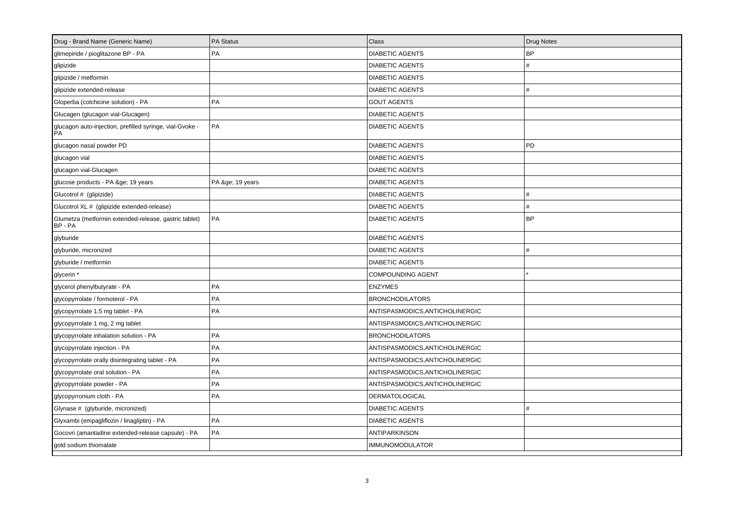| Drug - Brand Name (Generic Name) | PA Status | Class | Drug Notes |
| --- | --- | --- | --- |
| glimepiride / pioglitazone BP - PA | PA | DIABETIC AGENTS | BP |
| glipizide | | DIABETIC AGENTS | # |
| glipizide / metformin | | DIABETIC AGENTS | |
| glipizide extended-release | | DIABETIC AGENTS | # |
| Gloperba (colchicine solution) - PA | PA | GOUT AGENTS | |
| Glucagen (glucagon vial-Glucagen) | | DIABETIC AGENTS | |
| glucagon auto-injection, prefilled syringe, vial-Gvoke - PA | PA | DIABETIC AGENTS | |
| glucagon nasal powder PD | | DIABETIC AGENTS | PD |
| glucagon vial | | DIABETIC AGENTS | |
| glucagon vial-Glucagen | | DIABETIC AGENTS | |
| glucose products - PA &ge; 19 years | PA &ge; 19 years | DIABETIC AGENTS | |
| Glucotrol # (glipizide) | | DIABETIC AGENTS | # |
| Glucotrol XL # (glipizide extended-release) | | DIABETIC AGENTS | # |
| Glumetza (metformin extended-release, gastric tablet) BP - PA | PA | DIABETIC AGENTS | BP |
| glyburide | | DIABETIC AGENTS | |
| glyburide, micronized | | DIABETIC AGENTS | # |
| glyburide / metformin | | DIABETIC AGENTS | |
| glycerin * | | COMPOUNDING AGENT | * |
| glycerol phenylbutyrate - PA | PA | ENZYMES | |
| glycopyrrolate / formoterol - PA | PA | BRONCHODILATORS | |
| glycopyrrolate 1.5 mg tablet - PA | PA | ANTISPASMODICS,ANTICHOLINERGIC | |
| glycopyrrolate 1 mg, 2 mg tablet | | ANTISPASMODICS,ANTICHOLINERGIC | |
| glycopyrrolate inhalation solution - PA | PA | BRONCHODILATORS | |
| glycopyrrolate injection - PA | PA | ANTISPASMODICS,ANTICHOLINERGIC | |
| glycopyrrolate orally disintegrating tablet - PA | PA | ANTISPASMODICS,ANTICHOLINERGIC | |
| glycopyrrolate oral solution - PA | PA | ANTISPASMODICS,ANTICHOLINERGIC | |
| glycopyrrolate powder - PA | PA | ANTISPASMODICS,ANTICHOLINERGIC | |
| glycopyrronium cloth - PA | PA | DERMATOLOGICAL | |
| Glynase # (glyburide, micronized) | | DIABETIC AGENTS | # |
| Glyxambi (empagliflozin / linagliptin) - PA | PA | DIABETIC AGENTS | |
| Gocovri (amantadine extended-release capsule) - PA | PA | ANTIPARKINSON | |
| gold sodium thiomalate | | IMMUNOMODULATOR | |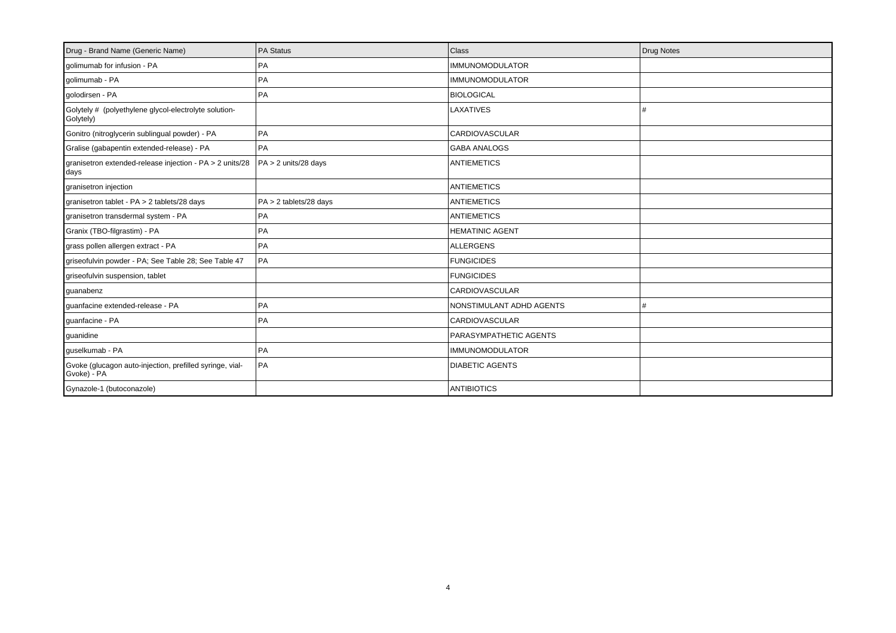| Drug - Brand Name (Generic Name) | PA Status | Class | Drug Notes |
|---|---|---|---|
| golimumab for infusion - PA | PA | IMMUNOMODULATOR | |
| golimumab - PA | PA | IMMUNOMODULATOR | |
| golodirsen - PA | PA | BIOLOGICAL | |
| Golytely # (polyethylene glycol-electrolyte solution-Golytely) | | LAXATIVES | # |
| Gonitro (nitroglycerin sublingual powder) - PA | PA | CARDIOVASCULAR | |
| Gralise (gabapentin extended-release) - PA | PA | GABA ANALOGS | |
| granisetron extended-release injection - PA > 2 units/28 days | PA > 2 units/28 days | ANTIEMETICS | |
| granisetron injection | | ANTIEMETICS | |
| granisetron tablet - PA > 2 tablets/28 days | PA > 2 tablets/28 days | ANTIEMETICS | |
| granisetron transdermal system - PA | PA | ANTIEMETICS | |
| Granix (TBO-filgrastim) - PA | PA | HEMATINIC AGENT | |
| grass pollen allergen extract - PA | PA | ALLERGENS | |
| griseofulvin powder - PA; See Table 28; See Table 47 | PA | FUNGICIDES | |
| griseofulvin suspension, tablet | | FUNGICIDES | |
| guanabenz | | CARDIOVASCULAR | |
| guanfacine extended-release - PA | PA | NONSTIMULANT ADHD AGENTS | # |
| guanfacine - PA | PA | CARDIOVASCULAR | |
| guanidine | | PARASYMPATHETIC AGENTS | |
| guselkumab - PA | PA | IMMUNOMODULATOR | |
| Gvoke (glucagon auto-injection, prefilled syringe, vial-Gvoke) - PA | PA | DIABETIC AGENTS | |
| Gynazole-1 (butoconazole) | | ANTIBIOTICS | |